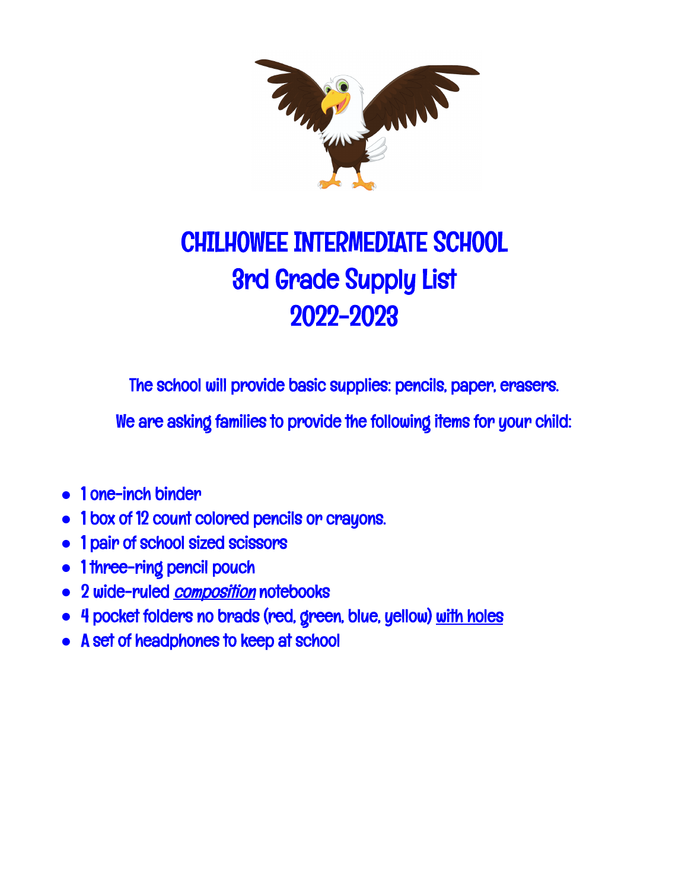# CHILHOWEE INTERMEDIATE SCHOOL
# 3rd Grade Supply List
# 2022-2023

The school will provide basic supplies: pencils, paper, erasers.

We are asking families to provide the following items for your child:

- 1 one-inch binder
- 1 box of 12 count colored pencils or crayons.
- 1 pair of school sized scissors
- 1 three-ring pencil pouch
- 2 wide-ruled *composition* notebooks
- 4 pocket folders no brads (red, green, blue, yellow) with holes
- A set of headphones to keep at school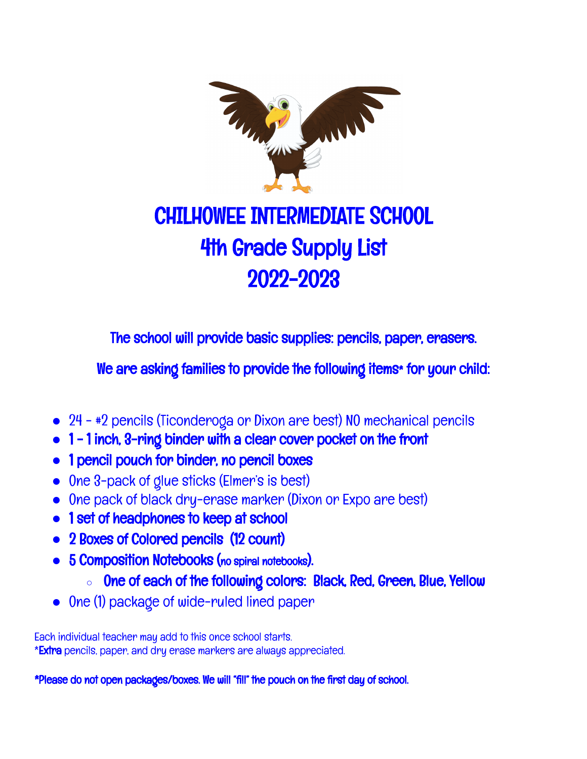# CHILHOWEE INTERMEDIATE SCHOOL
# 4th Grade Supply List
# 2022-2023

**The school will provide basic supplies: pencils, paper, erasers.**

**We are asking families to provide the following items* for your child:**

- 24 - #2 pencils (Ticonderoga or Dixon are best) NO mechanical pencils
- **1 - 1 inch, 3-ring binder with a clear cover pocket on the front**
- **1 pencil pouch for binder, no pencil boxes**
- One 3-pack of glue sticks (Elmer's is best)
- One pack of black dry-erase marker (Dixon or Expo are best)
- **1 set of headphones to keep at school**
- **2 Boxes of Colored pencils (12 count)**
- **5 Composition Notebooks (no spiral notebooks).**
  - **One of each of the following colors: Black, Red, Green, Blue, Yellow**
- One (1) package of wide-ruled lined paper

Each individual teacher may add to this once school starts.
***Extra** pencils, paper, and dry erase markers are always appreciated.

***Please do not open packages/boxes. We will "fill" the pouch on the first day of school.**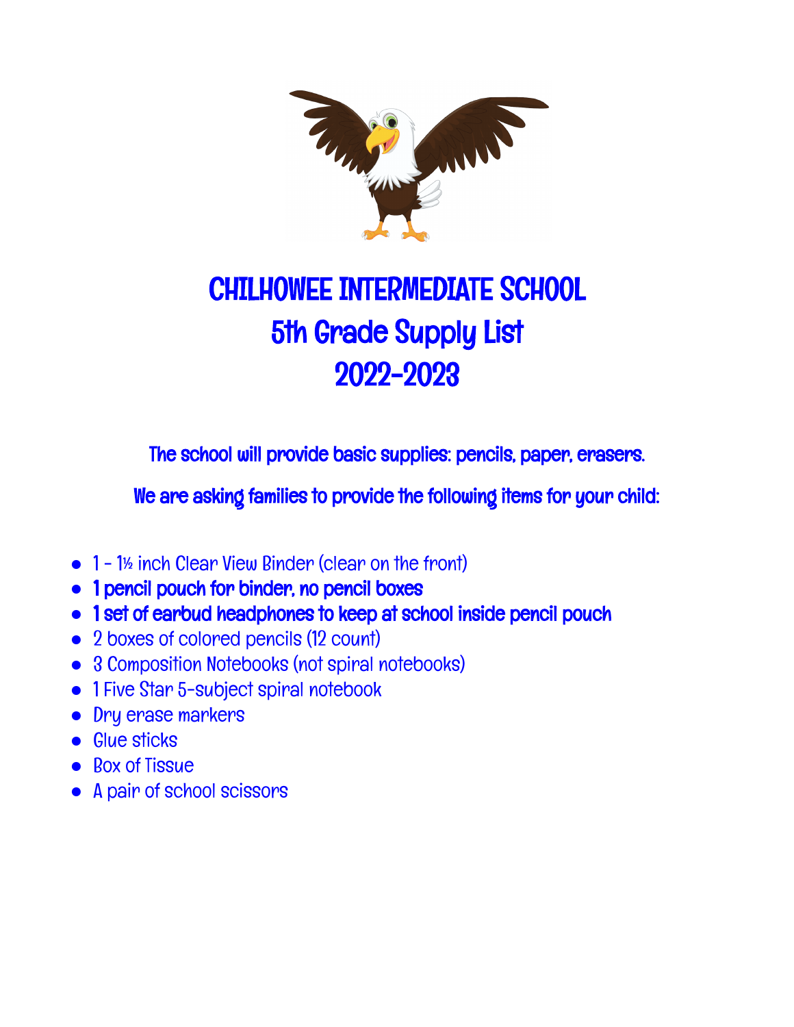# CHILHOWEE INTERMEDIATE SCHOOL

## 5th Grade Supply List

## 2022-2023

**The school will provide basic supplies: pencils, paper, erasers.**

**We are asking families to provide the following items for your child:**

- 1 - 1½ inch Clear View Binder (clear on the front)
- **1 pencil pouch for binder, no pencil boxes**
- **1 set of earbud headphones to keep at school inside pencil pouch**
- 2 boxes of colored pencils (12 count)
- 3 Composition Notebooks (not spiral notebooks)
- 1 Five Star 5-subject spiral notebook
- Dry erase markers
- Glue sticks
- Box of Tissue
- A pair of school scissors